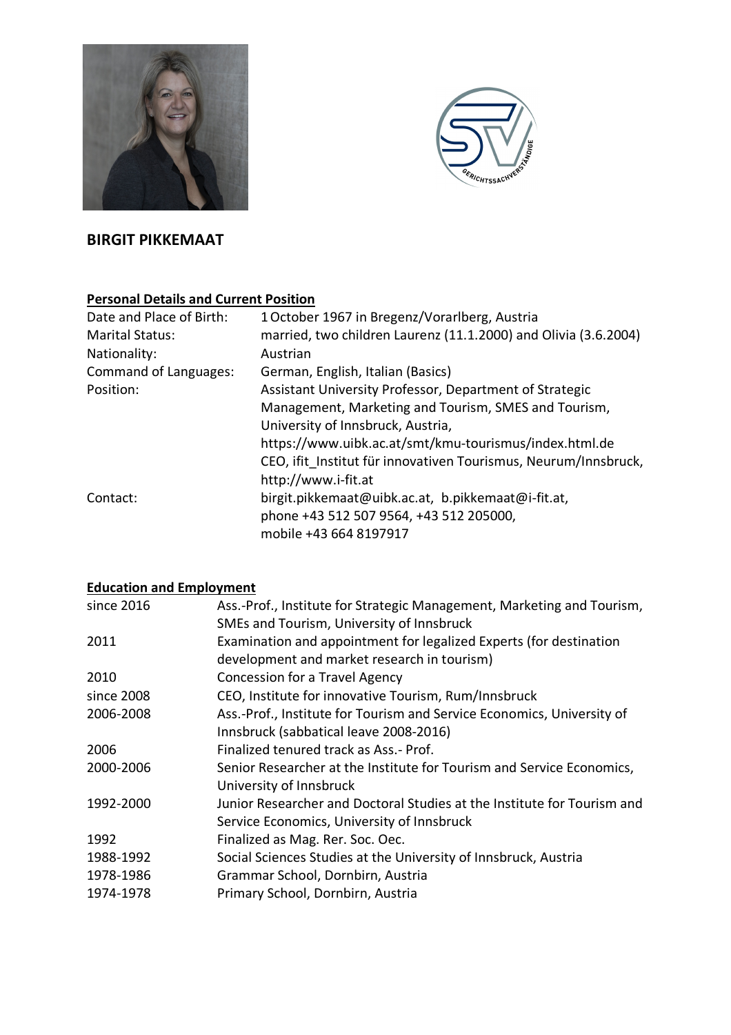# BIRGIT PIKKEMAAT

## Personal Details and Current Position

| | |
|---|---|
| Date and Place of Birth: | 1 October 1967 in Bregenz/Vorarlberg, Austria |
| Marital Status: | married, two children Laurenz (11.1.2000) and Olivia (3.6.2004) |
| Nationality: | Austrian |
| Command of Languages: | German, English, Italian (Basics) |
| Position: | Assistant University Professor, Department of Strategic Management, Marketing and Tourism, SMES and Tourism, University of Innsbruck, Austria, https://www.uibk.ac.at/smt/kmu-tourismus/index.html.de<br>CEO, ifit_Institut für innovativen Tourismus, Neurum/Innsbruck, http://www.i-fit.at |
| Contact: | birgit.pikkemaat@uibk.ac.at, b.pikkemaat@i-fit.at, phone +43 512 507 9564, +43 512 205000, mobile +43 664 8197917 |

## Education and Employment

| | |
|---|---|
| since 2016 | Ass.-Prof., Institute for Strategic Management, Marketing and Tourism, SMEs and Tourism, University of Innsbruck |
| 2011 | Examination and appointment for legalized Experts (for destination development and market research in tourism) |
| 2010 | Concession for a Travel Agency |
| since 2008 | CEO, Institute for innovative Tourism, Rum/Innsbruck |
| 2006-2008 | Ass.-Prof., Institute for Tourism and Service Economics, University of Innsbruck (sabbatical leave 2008-2016) |
| 2006 | Finalized tenured track as Ass.- Prof. |
| 2000-2006 | Senior Researcher at the Institute for Tourism and Service Economics, University of Innsbruck |
| 1992-2000 | Junior Researcher and Doctoral Studies at the Institute for Tourism and Service Economics, University of Innsbruck |
| 1992 | Finalized as Mag. Rer. Soc. Oec. |
| 1988-1992 | Social Sciences Studies at the University of Innsbruck, Austria |
| 1978-1986 | Grammar School, Dornbirn, Austria |
| 1974-1978 | Primary School, Dornbirn, Austria |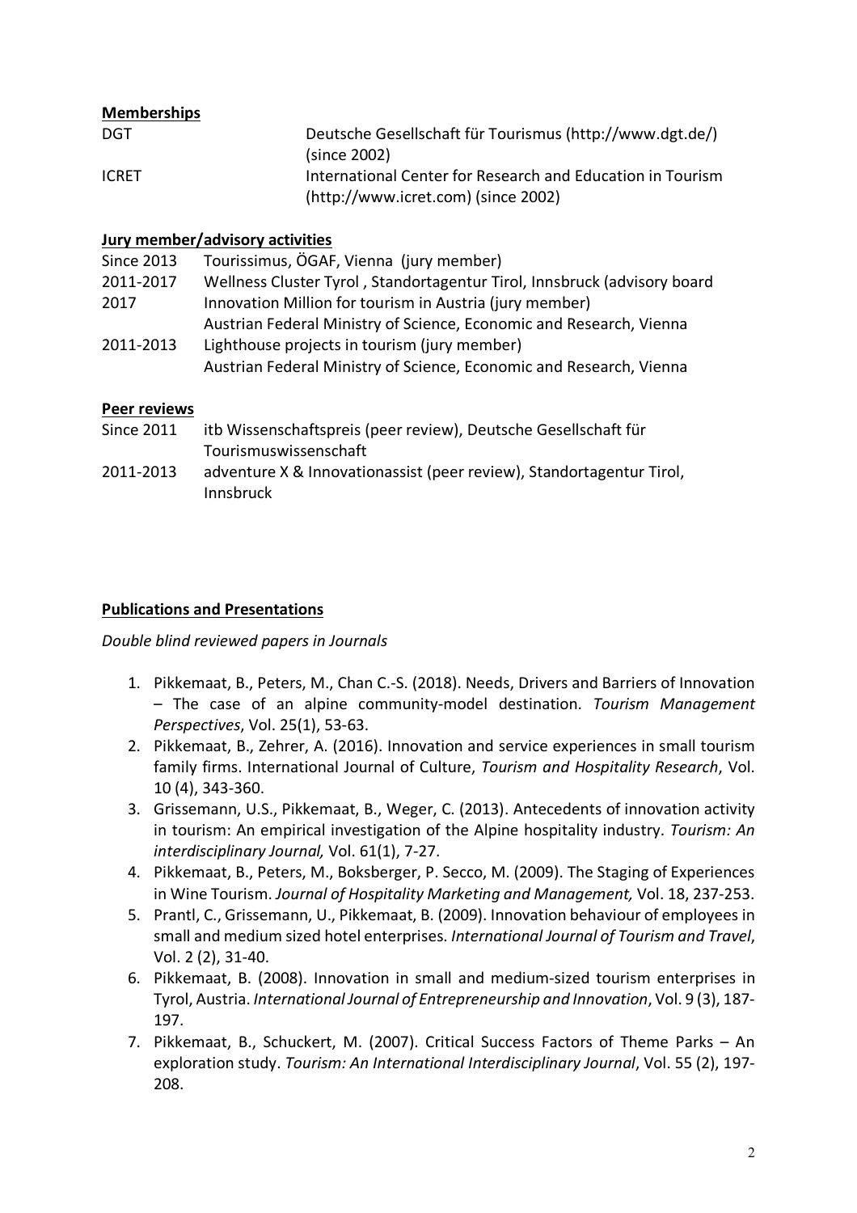**Memberships**

| | |
|---|---|
| DGT | Deutsche Gesellschaft für Tourismus (http://www.dgt.de/) (since 2002) |
| ICRET | International Center for Research and Education in Tourism (http://www.icret.com) (since 2002) |

**Jury member/advisory activities**

| | |
|---|---|
| Since 2013 | Tourissimus, ÖGAF, Vienna (jury member) |
| 2011-2017 | Wellness Cluster Tyrol , Standortagentur Tirol, Innsbruck (advisory board |
| 2017 | Innovation Million for tourism in Austria (jury member)<br>Austrian Federal Ministry of Science, Economic and Research, Vienna |
| 2011-2013 | Lighthouse projects in tourism (jury member)<br>Austrian Federal Ministry of Science, Economic and Research, Vienna |

**Peer reviews**

| | |
|---|---|
| Since 2011 | itb Wissenschaftspreis (peer review), Deutsche Gesellschaft für Tourismuswissenschaft |
| 2011-2013 | adventure X & Innovationassist (peer review), Standortagentur Tirol, Innsbruck |

**Publications and Presentations**

*Double blind reviewed papers in Journals*

1. Pikkemaat, B., Peters, M., Chan C.-S. (2018). Needs, Drivers and Barriers of Innovation – The case of an alpine community-model destination. *Tourism Management Perspectives*, Vol. 25(1), 53-63.
2. Pikkemaat, B., Zehrer, A. (2016). Innovation and service experiences in small tourism family firms. International Journal of Culture, *Tourism and Hospitality Research*, Vol. 10 (4), 343-360.
3. Grissemann, U.S., Pikkemaat, B., Weger, C. (2013). Antecedents of innovation activity in tourism: An empirical investigation of the Alpine hospitality industry. *Tourism: An interdisciplinary Journal,* Vol. 61(1), 7-27.
4. Pikkemaat, B., Peters, M., Boksberger, P. Secco, M. (2009). The Staging of Experiences in Wine Tourism. *Journal of Hospitality Marketing and Management,* Vol. 18, 237-253.
5. Prantl, C., Grissemann, U., Pikkemaat, B. (2009). Innovation behaviour of employees in small and medium sized hotel enterprises. *International Journal of Tourism and Travel*, Vol. 2 (2), 31-40.
6. Pikkemaat, B. (2008). Innovation in small and medium-sized tourism enterprises in Tyrol, Austria. *International Journal of Entrepreneurship and Innovation*, Vol. 9 (3), 187-197.
7. Pikkemaat, B., Schuckert, M. (2007). Critical Success Factors of Theme Parks – An exploration study. *Tourism: An International Interdisciplinary Journal*, Vol. 55 (2), 197-208.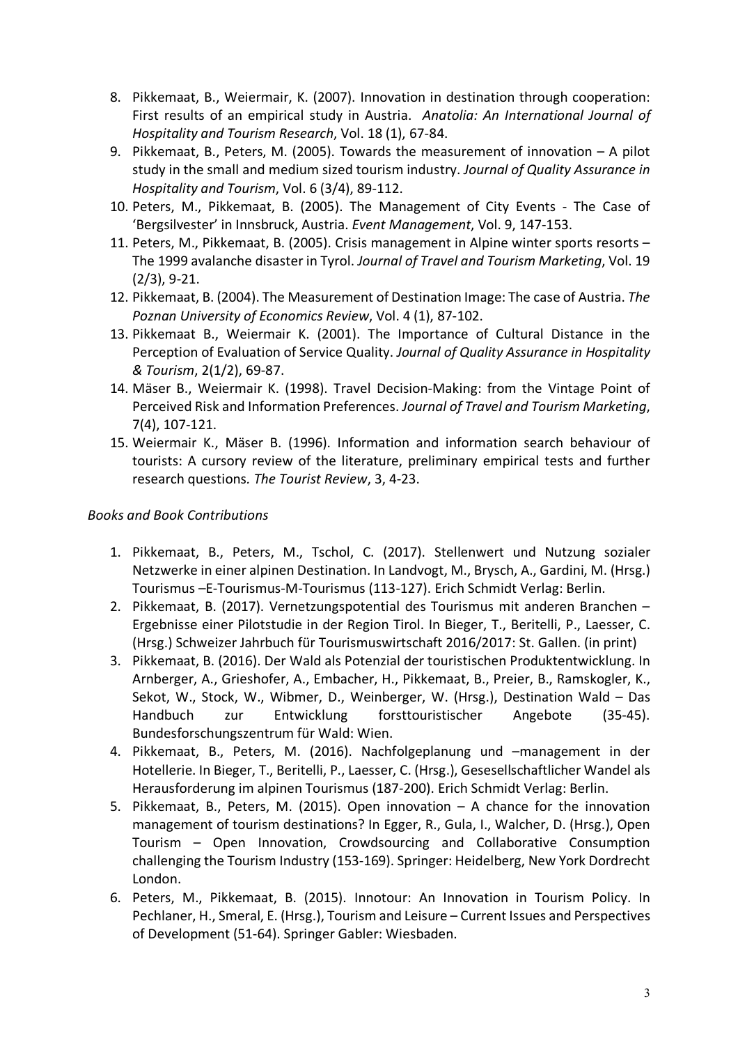8. Pikkemaat, B., Weiermair, K. (2007). Innovation in destination through cooperation: First results of an empirical study in Austria. *Anatolia: An International Journal of Hospitality and Tourism Research*, Vol. 18 (1), 67-84.
9. Pikkemaat, B., Peters, M. (2005). Towards the measurement of innovation – A pilot study in the small and medium sized tourism industry. *Journal of Quality Assurance in Hospitality and Tourism*, Vol. 6 (3/4), 89-112.
10. Peters, M., Pikkemaat, B. (2005). The Management of City Events - The Case of 'Bergsilvester' in Innsbruck, Austria. *Event Management*, Vol. 9, 147-153.
11. Peters, M., Pikkemaat, B. (2005). Crisis management in Alpine winter sports resorts – The 1999 avalanche disaster in Tyrol. *Journal of Travel and Tourism Marketing*, Vol. 19 (2/3), 9-21.
12. Pikkemaat, B. (2004). The Measurement of Destination Image: The case of Austria. *The Poznan University of Economics Review*, Vol. 4 (1), 87-102.
13. Pikkemaat B., Weiermair K. (2001). The Importance of Cultural Distance in the Perception of Evaluation of Service Quality. *Journal of Quality Assurance in Hospitality & Tourism*, 2(1/2), 69-87.
14. Mäser B., Weiermair K. (1998). Travel Decision-Making: from the Vintage Point of Perceived Risk and Information Preferences. *Journal of Travel and Tourism Marketing*, 7(4), 107-121.
15. Weiermair K., Mäser B. (1996). Information and information search behaviour of tourists: A cursory review of the literature, preliminary empirical tests and further research questions. *The Tourist Review*, 3, 4-23.

*Books and Book Contributions*

1. Pikkemaat, B., Peters, M., Tschol, C. (2017). Stellenwert und Nutzung sozialer Netzwerke in einer alpinen Destination. In Landvogt, M., Brysch, A., Gardini, M. (Hrsg.) Tourismus –E-Tourismus-M-Tourismus (113-127). Erich Schmidt Verlag: Berlin.
2. Pikkemaat, B. (2017). Vernetzungspotential des Tourismus mit anderen Branchen – Ergebnisse einer Pilotstudie in der Region Tirol. In Bieger, T., Beritelli, P., Laesser, C. (Hrsg.) Schweizer Jahrbuch für Tourismuswirtschaft 2016/2017: St. Gallen. (in print)
3. Pikkemaat, B. (2016). Der Wald als Potenzial der touristischen Produktentwicklung. In Arnberger, A., Grieshofer, A., Embacher, H., Pikkemaat, B., Preier, B., Ramskogler, K., Sekot, W., Stock, W., Wibmer, D., Weinberger, W. (Hrsg.), Destination Wald – Das Handbuch zur Entwicklung forsttouristischer Angebote (35-45). Bundesforschungszentrum für Wald: Wien.
4. Pikkemaat, B., Peters, M. (2016). Nachfolgeplanung und –management in der Hotellerie. In Bieger, T., Beritelli, P., Laesser, C. (Hrsg.), Gesesellschaftlicher Wandel als Herausforderung im alpinen Tourismus (187-200). Erich Schmidt Verlag: Berlin.
5. Pikkemaat, B., Peters, M. (2015). Open innovation – A chance for the innovation management of tourism destinations? In Egger, R., Gula, I., Walcher, D. (Hrsg.), Open Tourism – Open Innovation, Crowdsourcing and Collaborative Consumption challenging the Tourism Industry (153-169). Springer: Heidelberg, New York Dordrecht London.
6. Peters, M., Pikkemaat, B. (2015). Innotour: An Innovation in Tourism Policy. In Pechlaner, H., Smeral, E. (Hrsg.), Tourism and Leisure – Current Issues and Perspectives of Development (51-64). Springer Gabler: Wiesbaden.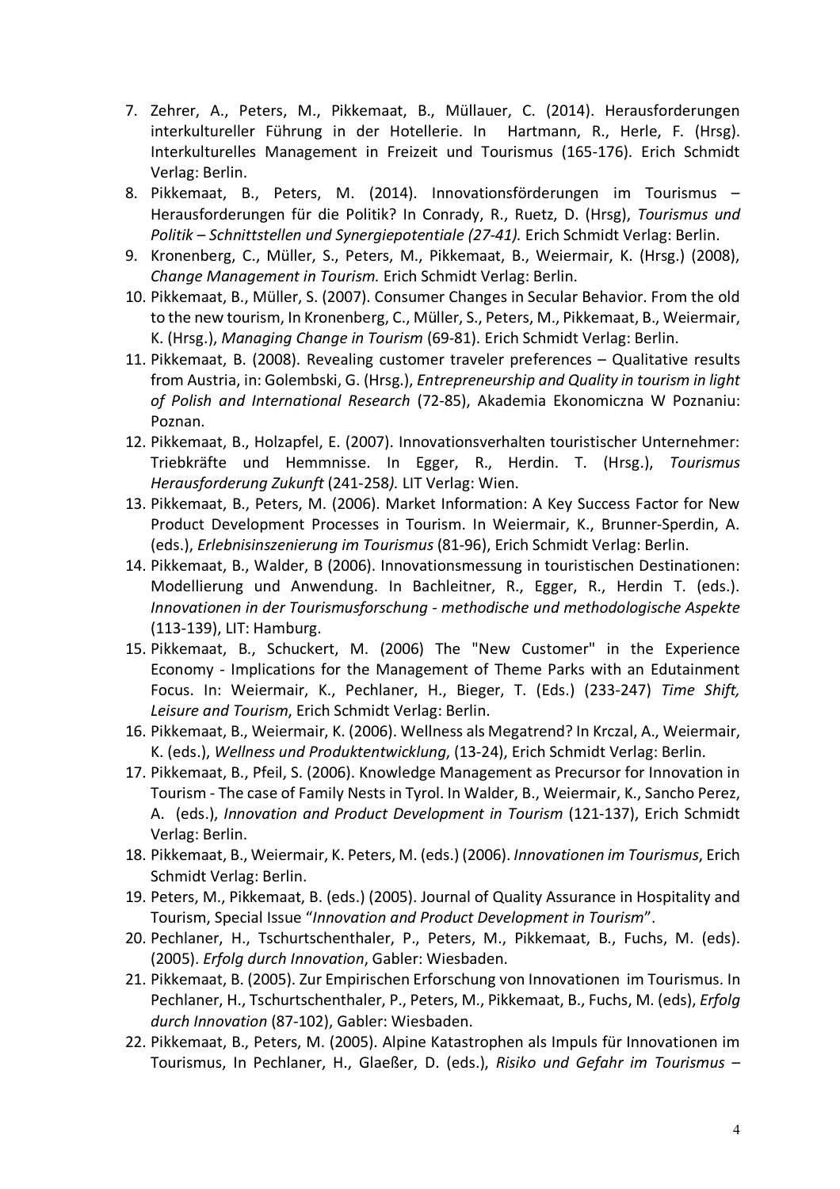7. Zehrer, A., Peters, M., Pikkemaat, B., Müllauer, C. (2014). Herausforderungen interkultureller Führung in der Hotellerie. In Hartmann, R., Herle, F. (Hrsg). Interkulturelles Management in Freizeit und Tourismus (165-176). Erich Schmidt Verlag: Berlin.
8. Pikkemaat, B., Peters, M. (2014). Innovationsförderungen im Tourismus – Herausforderungen für die Politik? In Conrady, R., Ruetz, D. (Hrsg), *Tourismus und Politik – Schnittstellen und Synergiepotentiale (27-41).* Erich Schmidt Verlag: Berlin.
9. Kronenberg, C., Müller, S., Peters, M., Pikkemaat, B., Weiermair, K. (Hrsg.) (2008), *Change Management in Tourism.* Erich Schmidt Verlag: Berlin.
10. Pikkemaat, B., Müller, S. (2007). Consumer Changes in Secular Behavior. From the old to the new tourism, In Kronenberg, C., Müller, S., Peters, M., Pikkemaat, B., Weiermair, K. (Hrsg.), *Managing Change in Tourism* (69-81). Erich Schmidt Verlag: Berlin.
11. Pikkemaat, B. (2008). Revealing customer traveler preferences – Qualitative results from Austria, in: Golembski, G. (Hrsg.), *Entrepreneurship and Quality in tourism in light of Polish and International Research* (72-85), Akademia Ekonomiczna W Poznaniu: Poznan.
12. Pikkemaat, B., Holzapfel, E. (2007). Innovationsverhalten touristischer Unternehmer: Triebkräfte und Hemmnisse. In Egger, R., Herdin. T. (Hrsg.), *Tourismus Herausforderung Zukunft* (241-258*).* LIT Verlag: Wien.
13. Pikkemaat, B., Peters, M. (2006). Market Information: A Key Success Factor for New Product Development Processes in Tourism. In Weiermair, K., Brunner-Sperdin, A. (eds.), *Erlebnisinszenierung im Tourismus* (81-96), Erich Schmidt Verlag: Berlin.
14. Pikkemaat, B., Walder, B (2006). Innovationsmessung in touristischen Destinationen: Modellierung und Anwendung. In Bachleitner, R., Egger, R., Herdin T. (eds.). *Innovationen in der Tourismusforschung - methodische und methodologische Aspekte* (113-139), LIT: Hamburg.
15. Pikkemaat, B., Schuckert, M. (2006) The "New Customer" in the Experience Economy - Implications for the Management of Theme Parks with an Edutainment Focus. In: Weiermair, K., Pechlaner, H., Bieger, T. (Eds.) (233-247) *Time Shift, Leisure and Tourism*, Erich Schmidt Verlag: Berlin.
16. Pikkemaat, B., Weiermair, K. (2006). Wellness als Megatrend? In Krczal, A., Weiermair, K. (eds.), *Wellness und Produktentwicklung*, (13-24), Erich Schmidt Verlag: Berlin.
17. Pikkemaat, B., Pfeil, S. (2006). Knowledge Management as Precursor for Innovation in Tourism - The case of Family Nests in Tyrol. In Walder, B., Weiermair, K., Sancho Perez, A. (eds.), *Innovation and Product Development in Tourism* (121-137), Erich Schmidt Verlag: Berlin.
18. Pikkemaat, B., Weiermair, K. Peters, M. (eds.) (2006). *Innovationen im Tourismus*, Erich Schmidt Verlag: Berlin.
19. Peters, M., Pikkemaat, B. (eds.) (2005). Journal of Quality Assurance in Hospitality and Tourism, Special Issue "*Innovation and Product Development in Tourism*".
20. Pechlaner, H., Tschurtschenthaler, P., Peters, M., Pikkemaat, B., Fuchs, M. (eds). (2005). *Erfolg durch Innovation*, Gabler: Wiesbaden.
21. Pikkemaat, B. (2005). Zur Empirischen Erforschung von Innovationen im Tourismus. In Pechlaner, H., Tschurtschenthaler, P., Peters, M., Pikkemaat, B., Fuchs, M. (eds), *Erfolg durch Innovation* (87-102), Gabler: Wiesbaden.
22. Pikkemaat, B., Peters, M. (2005). Alpine Katastrophen als Impuls für Innovationen im Tourismus, In Pechlaner, H., Glaeßer, D. (eds.), *Risiko und Gefahr im Tourismus –*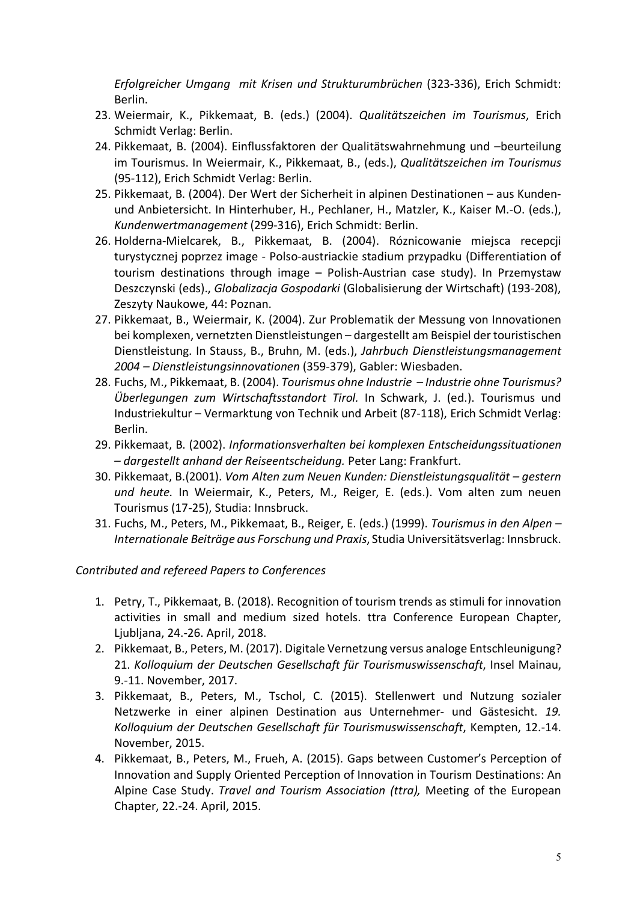*Erfolgreicher Umgang mit Krisen und Strukturumbrüchen* (323-336), Erich Schmidt: Berlin.

23. Weiermair, K., Pikkemaat, B. (eds.) (2004). *Qualitätszeichen im Tourismus*, Erich Schmidt Verlag: Berlin.
24. Pikkemaat, B. (2004). Einflussfaktoren der Qualitätswahrnehmung und –beurteilung im Tourismus. In Weiermair, K., Pikkemaat, B., (eds.), *Qualitätszeichen im Tourismus* (95-112), Erich Schmidt Verlag: Berlin.
25. Pikkemaat, B. (2004). Der Wert der Sicherheit in alpinen Destinationen – aus Kunden- und Anbietersicht. In Hinterhuber, H., Pechlaner, H., Matzler, K., Kaiser M.-O. (eds.), *Kundenwertmanagement* (299-316), Erich Schmidt: Berlin.
26. Holderna-Mielcarek, B., Pikkemaat, B. (2004). Róznicowanie miejsca recepcji turystycznej poprzez image - Polso-austriackie stadium przypadku (Differentiation of tourism destinations through image – Polish-Austrian case study). In Przemystaw Deszczynski (eds)., *Globalizacja Gospodarki* (Globalisierung der Wirtschaft) (193-208), Zeszyty Naukowe, 44: Poznan.
27. Pikkemaat, B., Weiermair, K. (2004). Zur Problematik der Messung von Innovationen bei komplexen, vernetzten Dienstleistungen – dargestellt am Beispiel der touristischen Dienstleistung. In Stauss, B., Bruhn, M. (eds.), *Jahrbuch Dienstleistungsmanagement 2004 – Dienstleistungsinnovationen* (359-379), Gabler: Wiesbaden.
28. Fuchs, M., Pikkemaat, B. (2004). *Tourismus ohne Industrie – Industrie ohne Tourismus? Überlegungen zum Wirtschaftsstandort Tirol.* In Schwark, J. (ed.). Tourismus und Industriekultur – Vermarktung von Technik und Arbeit (87-118), Erich Schmidt Verlag: Berlin.
29. Pikkemaat, B. (2002). *Informationsverhalten bei komplexen Entscheidungssituationen – dargestellt anhand der Reiseentscheidung.* Peter Lang: Frankfurt.
30. Pikkemaat, B.(2001). *Vom Alten zum Neuen Kunden: Dienstleistungsqualität – gestern und heute.* In Weiermair, K., Peters, M., Reiger, E. (eds.). Vom alten zum neuen Tourismus (17-25), Studia: Innsbruck.
31. Fuchs, M., Peters, M., Pikkemaat, B., Reiger, E. (eds.) (1999). *Tourismus in den Alpen – Internationale Beiträge aus Forschung und Praxis*, Studia Universitätsverlag: Innsbruck.

*Contributed and refereed Papers to Conferences*

1. Petry, T., Pikkemaat, B. (2018). Recognition of tourism trends as stimuli for innovation activities in small and medium sized hotels. ttra Conference European Chapter, Ljubljana, 24.-26. April, 2018.
2. Pikkemaat, B., Peters, M. (2017). Digitale Vernetzung versus analoge Entschleunigung? 21. *Kolloquium der Deutschen Gesellschaft für Tourismuswissenschaft*, Insel Mainau, 9.-11. November, 2017.
3. Pikkemaat, B., Peters, M., Tschol, C. (2015). Stellenwert und Nutzung sozialer Netzwerke in einer alpinen Destination aus Unternehmer- und Gästesicht. *19. Kolloquium der Deutschen Gesellschaft für Tourismuswissenschaft*, Kempten, 12.-14. November, 2015.
4. Pikkemaat, B., Peters, M., Frueh, A. (2015). Gaps between Customer's Perception of Innovation and Supply Oriented Perception of Innovation in Tourism Destinations: An Alpine Case Study. *Travel and Tourism Association (ttra),* Meeting of the European Chapter, 22.-24. April, 2015.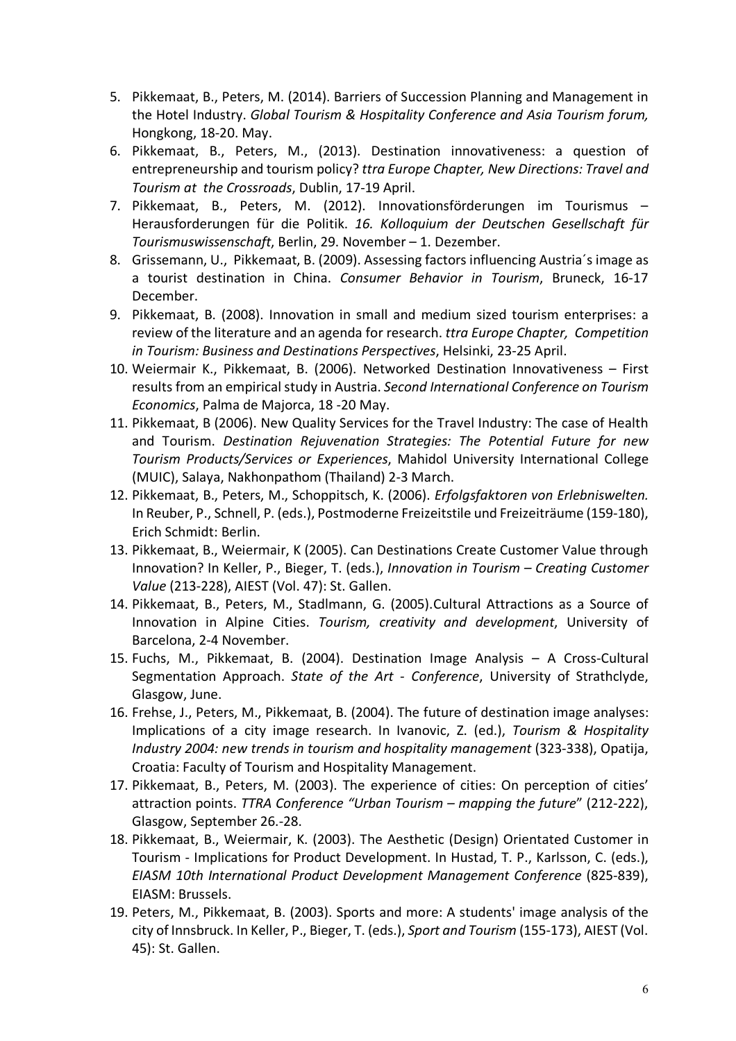5. Pikkemaat, B., Peters, M. (2014). Barriers of Succession Planning and Management in the Hotel Industry. *Global Tourism & Hospitality Conference and Asia Tourism forum,* Hongkong, 18-20. May.
6. Pikkemaat, B., Peters, M., (2013). Destination innovativeness: a question of entrepreneurship and tourism policy? *ttra Europe Chapter, New Directions: Travel and Tourism at the Crossroads*, Dublin, 17-19 April.
7. Pikkemaat, B., Peters, M. (2012). Innovationsförderungen im Tourismus – Herausforderungen für die Politik. *16. Kolloquium der Deutschen Gesellschaft für Tourismuswissenschaft*, Berlin, 29. November – 1. Dezember.
8. Grissemann, U., Pikkemaat, B. (2009). Assessing factors influencing Austria´s image as a tourist destination in China. *Consumer Behavior in Tourism*, Bruneck, 16-17 December.
9. Pikkemaat, B. (2008). Innovation in small and medium sized tourism enterprises: a review of the literature and an agenda for research. *ttra Europe Chapter, Competition in Tourism: Business and Destinations Perspectives*, Helsinki, 23-25 April.
10. Weiermair K., Pikkemaat, B. (2006). Networked Destination Innovativeness – First results from an empirical study in Austria. *Second International Conference on Tourism Economics*, Palma de Majorca, 18 -20 May.
11. Pikkemaat, B (2006). New Quality Services for the Travel Industry: The case of Health and Tourism. *Destination Rejuvenation Strategies: The Potential Future for new Tourism Products/Services or Experiences*, Mahidol University International College (MUIC), Salaya, Nakhonpathom (Thailand) 2-3 March.
12. Pikkemaat, B., Peters, M., Schoppitsch, K. (2006). *Erfolgsfaktoren von Erlebniswelten.* In Reuber, P., Schnell, P. (eds.), Postmoderne Freizeitstile und Freizeiträume (159-180), Erich Schmidt: Berlin.
13. Pikkemaat, B., Weiermair, K (2005). Can Destinations Create Customer Value through Innovation? In Keller, P., Bieger, T. (eds.), *Innovation in Tourism – Creating Customer Value* (213-228), AIEST (Vol. 47): St. Gallen.
14. Pikkemaat, B., Peters, M., Stadlmann, G. (2005).Cultural Attractions as a Source of Innovation in Alpine Cities. *Tourism, creativity and development*, University of Barcelona, 2-4 November.
15. Fuchs, M., Pikkemaat, B. (2004). Destination Image Analysis – A Cross-Cultural Segmentation Approach. *State of the Art - Conference*, University of Strathclyde, Glasgow, June.
16. Frehse, J., Peters, M., Pikkemaat, B. (2004). The future of destination image analyses: Implications of a city image research. In Ivanovic, Z. (ed.), *Tourism & Hospitality Industry 2004: new trends in tourism and hospitality management* (323-338), Opatija, Croatia: Faculty of Tourism and Hospitality Management.
17. Pikkemaat, B., Peters, M. (2003). The experience of cities: On perception of cities' attraction points. *TTRA Conference "Urban Tourism – mapping the future*" (212-222), Glasgow, September 26.-28.
18. Pikkemaat, B., Weiermair, K. (2003). The Aesthetic (Design) Orientated Customer in Tourism - Implications for Product Development. In Hustad, T. P., Karlsson, C. (eds.), *EIASM 10th International Product Development Management Conference* (825-839), EIASM: Brussels.
19. Peters, M., Pikkemaat, B. (2003). Sports and more: A students' image analysis of the city of Innsbruck. In Keller, P., Bieger, T. (eds.), *Sport and Tourism* (155-173), AIEST (Vol. 45): St. Gallen.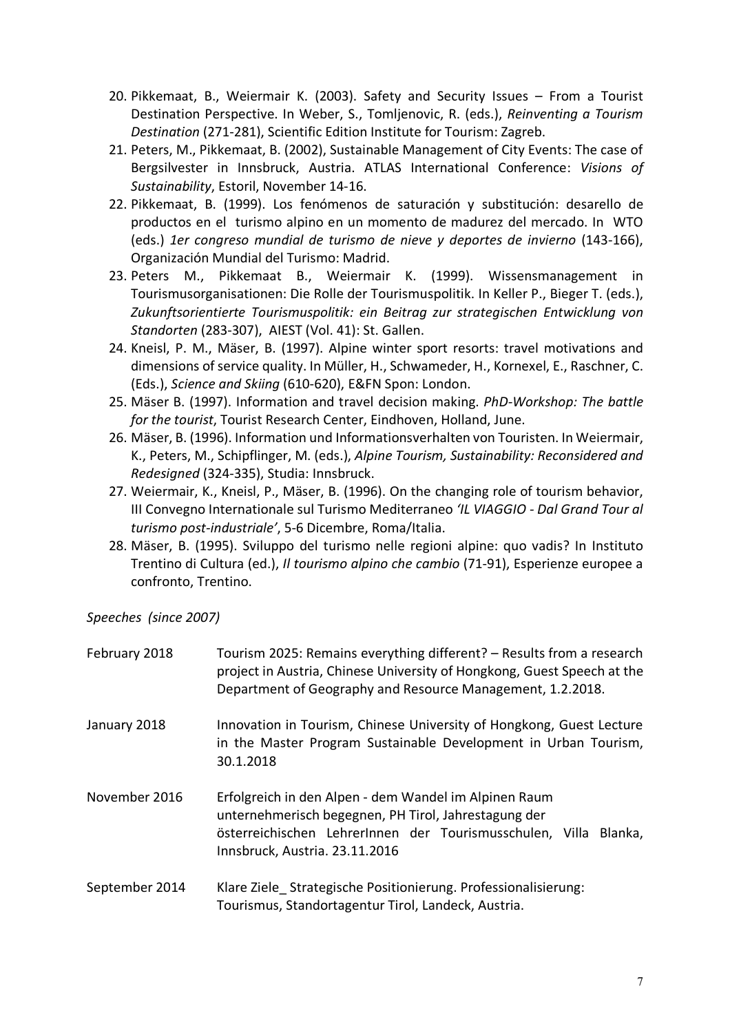20. Pikkemaat, B., Weiermair K. (2003). Safety and Security Issues – From a Tourist Destination Perspective. In Weber, S., Tomljenovic, R. (eds.), *Reinventing a Tourism Destination* (271-281), Scientific Edition Institute for Tourism: Zagreb.
21. Peters, M., Pikkemaat, B. (2002), Sustainable Management of City Events: The case of Bergsilvester in Innsbruck, Austria. ATLAS International Conference: *Visions of Sustainability*, Estoril, November 14-16.
22. Pikkemaat, B. (1999). Los fenómenos de saturación y substitución: desarello de productos en el turismo alpino en un momento de madurez del mercado. In WTO (eds.) *1er congreso mundial de turismo de nieve y deportes de invierno* (143-166), Organización Mundial del Turismo: Madrid.
23. Peters M., Pikkemaat B., Weiermair K. (1999). Wissensmanagement in Tourismusorganisationen: Die Rolle der Tourismuspolitik. In Keller P., Bieger T. (eds.), *Zukunftsorientierte Tourismuspolitik: ein Beitrag zur strategischen Entwicklung von Standorten* (283-307), AIEST (Vol. 41): St. Gallen.
24. Kneisl, P. M., Mäser, B. (1997). Alpine winter sport resorts: travel motivations and dimensions of service quality. In Müller, H., Schwameder, H., Kornexel, E., Raschner, C. (Eds.), *Science and Skiing* (610-620), E&FN Spon: London.
25. Mäser B. (1997). Information and travel decision making. *PhD-Workshop: The battle for the tourist*, Tourist Research Center, Eindhoven, Holland, June.
26. Mäser, B. (1996). Information und Informationsverhalten von Touristen. In Weiermair, K., Peters, M., Schipflinger, M. (eds.), *Alpine Tourism, Sustainability: Reconsidered and Redesigned* (324-335), Studia: Innsbruck.
27. Weiermair, K., Kneisl, P., Mäser, B. (1996). On the changing role of tourism behavior, III Convegno Internationale sul Turismo Mediterraneo *'IL VIAGGIO - Dal Grand Tour al turismo post-industriale'*, 5-6 Dicembre, Roma/Italia.
28. Mäser, B. (1995). Sviluppo del turismo nelle regioni alpine: quo vadis? In Instituto Trentino di Cultura (ed.), *Il tourismo alpino che cambio* (71-91), Esperienze europee a confronto, Trentino.

*Speeches (since 2007)*

| | |
|---|---|
| February 2018 | Tourism 2025: Remains everything different? – Results from a research project in Austria, Chinese University of Hongkong, Guest Speech at the Department of Geography and Resource Management, 1.2.2018. |
| January 2018 | Innovation in Tourism, Chinese University of Hongkong, Guest Lecture in the Master Program Sustainable Development in Urban Tourism, 30.1.2018 |
| November 2016 | Erfolgreich in den Alpen - dem Wandel im Alpinen Raum unternehmerisch begegnen, PH Tirol, Jahrestagung der österreichischen LehrerInnen der Tourismusschulen, Villa Blanka, Innsbruck, Austria. 23.11.2016 |
| September 2014 | Klare Ziele_ Strategische Positionierung. Professionalisierung: Tourismus, Standortagentur Tirol, Landeck, Austria. |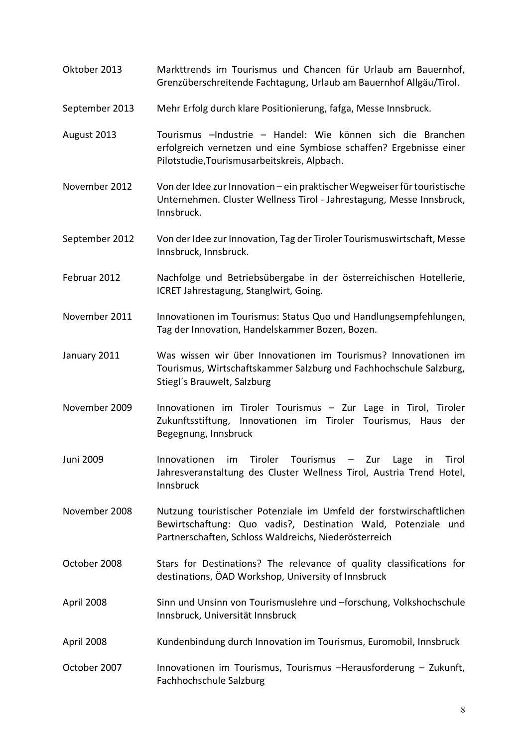Oktober 2013 Markttrends im Tourismus und Chancen für Urlaub am Bauernhof, Grenzüberschreitende Fachtagung, Urlaub am Bauernhof Allgäu/Tirol.

September 2013 Mehr Erfolg durch klare Positionierung, fafga, Messe Innsbruck.

August 2013 Tourismus –Industrie – Handel: Wie können sich die Branchen erfolgreich vernetzen und eine Symbiose schaffen? Ergebnisse einer Pilotstudie,Tourismusarbeitskreis, Alpbach.

November 2012 Von der Idee zur Innovation – ein praktischer Wegweiser für touristische Unternehmen. Cluster Wellness Tirol - Jahrestagung, Messe Innsbruck, Innsbruck.

September 2012 Von der Idee zur Innovation, Tag der Tiroler Tourismuswirtschaft, Messe Innsbruck, Innsbruck.

Februar 2012 Nachfolge und Betriebsübergabe in der österreichischen Hotellerie, ICRET Jahrestagung, Stanglwirt, Going.

November 2011 Innovationen im Tourismus: Status Quo und Handlungsempfehlungen, Tag der Innovation, Handelskammer Bozen, Bozen.

January 2011 Was wissen wir über Innovationen im Tourismus? Innovationen im Tourismus, Wirtschaftskammer Salzburg und Fachhochschule Salzburg, Stiegl´s Brauwelt, Salzburg

November 2009 Innovationen im Tiroler Tourismus – Zur Lage in Tirol, Tiroler Zukunftsstiftung, Innovationen im Tiroler Tourismus, Haus der Begegnung, Innsbruck

Juni 2009 Innovationen im Tiroler Tourismus – Zur Lage in Tirol Jahresveranstaltung des Cluster Wellness Tirol, Austria Trend Hotel, Innsbruck

November 2008 Nutzung touristischer Potenziale im Umfeld der forstwirschaftlichen Bewirtschaftung: Quo vadis?, Destination Wald, Potenziale und Partnerschaften, Schloss Waldreichs, Niederösterreich

October 2008 Stars for Destinations? The relevance of quality classifications for destinations, ÖAD Workshop, University of Innsbruck

April 2008 Sinn und Unsinn von Tourismuslehre und –forschung, Volkshochschule Innsbruck, Universität Innsbruck

April 2008 Kundenbindung durch Innovation im Tourismus, Euromobil, Innsbruck

October 2007 Innovationen im Tourismus, Tourismus –Herausforderung – Zukunft, Fachhochschule Salzburg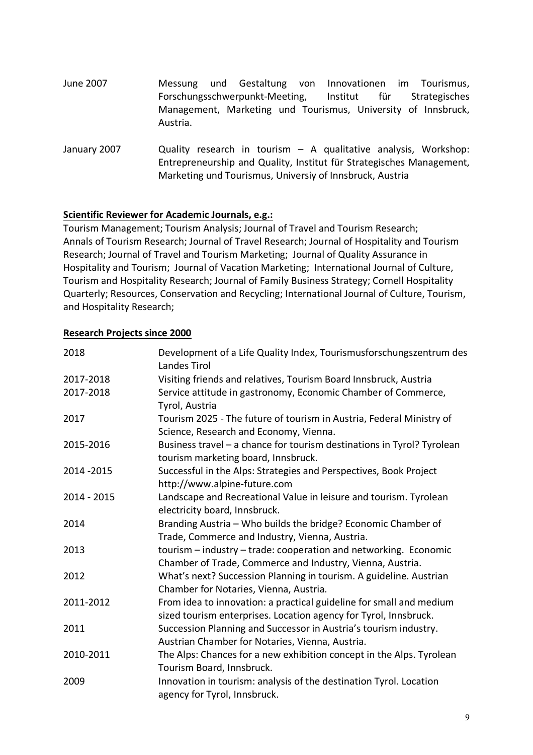| | |
|---|---|
| June 2007 | Messung und Gestaltung von Innovationen im Tourismus, Forschungsschwerpunkt-Meeting, Institut für Strategisches Management, Marketing und Tourismus, University of Innsbruck, Austria. |
| January 2007 | Quality research in tourism – A qualitative analysis, Workshop: Entrepreneurship and Quality, Institut für Strategisches Management, Marketing und Tourismus, Universiy of Innsbruck, Austria |

**Scientific Reviewer for Academic Journals, e.g.:**

Tourism Management; Tourism Analysis; Journal of Travel and Tourism Research; Annals of Tourism Research; Journal of Travel Research; Journal of Hospitality and Tourism Research; Journal of Travel and Tourism Marketing; Journal of Quality Assurance in Hospitality and Tourism; Journal of Vacation Marketing; International Journal of Culture, Tourism and Hospitality Research; Journal of Family Business Strategy; Cornell Hospitality Quarterly; Resources, Conservation and Recycling; International Journal of Culture, Tourism, and Hospitality Research;

**Research Projects since 2000**

| | |
|---|---|
| 2018 | Development of a Life Quality Index, Tourismusforschungszentrum des Landes Tirol |
| 2017-2018 | Visiting friends and relatives, Tourism Board Innsbruck, Austria |
| 2017-2018 | Service attitude in gastronomy, Economic Chamber of Commerce, Tyrol, Austria |
| 2017 | Tourism 2025 - The future of tourism in Austria, Federal Ministry of Science, Research and Economy, Vienna. |
| 2015-2016 | Business travel – a chance for tourism destinations in Tyrol? Tyrolean tourism marketing board, Innsbruck. |
| 2014 -2015 | Successful in the Alps: Strategies and Perspectives, Book Project http://www.alpine-future.com |
| 2014 - 2015 | Landscape and Recreational Value in leisure and tourism. Tyrolean electricity board, Innsbruck. |
| 2014 | Branding Austria – Who builds the bridge? Economic Chamber of Trade, Commerce and Industry, Vienna, Austria. |
| 2013 | tourism – industry – trade: cooperation and networking. Economic Chamber of Trade, Commerce and Industry, Vienna, Austria. |
| 2012 | What's next? Succession Planning in tourism. A guideline. Austrian Chamber for Notaries, Vienna, Austria. |
| 2011-2012 | From idea to innovation: a practical guideline for small and medium sized tourism enterprises. Location agency for Tyrol, Innsbruck. |
| 2011 | Succession Planning and Successor in Austria's tourism industry. Austrian Chamber for Notaries, Vienna, Austria. |
| 2010-2011 | The Alps: Chances for a new exhibition concept in the Alps. Tyrolean Tourism Board, Innsbruck. |
| 2009 | Innovation in tourism: analysis of the destination Tyrol. Location agency for Tyrol, Innsbruck. |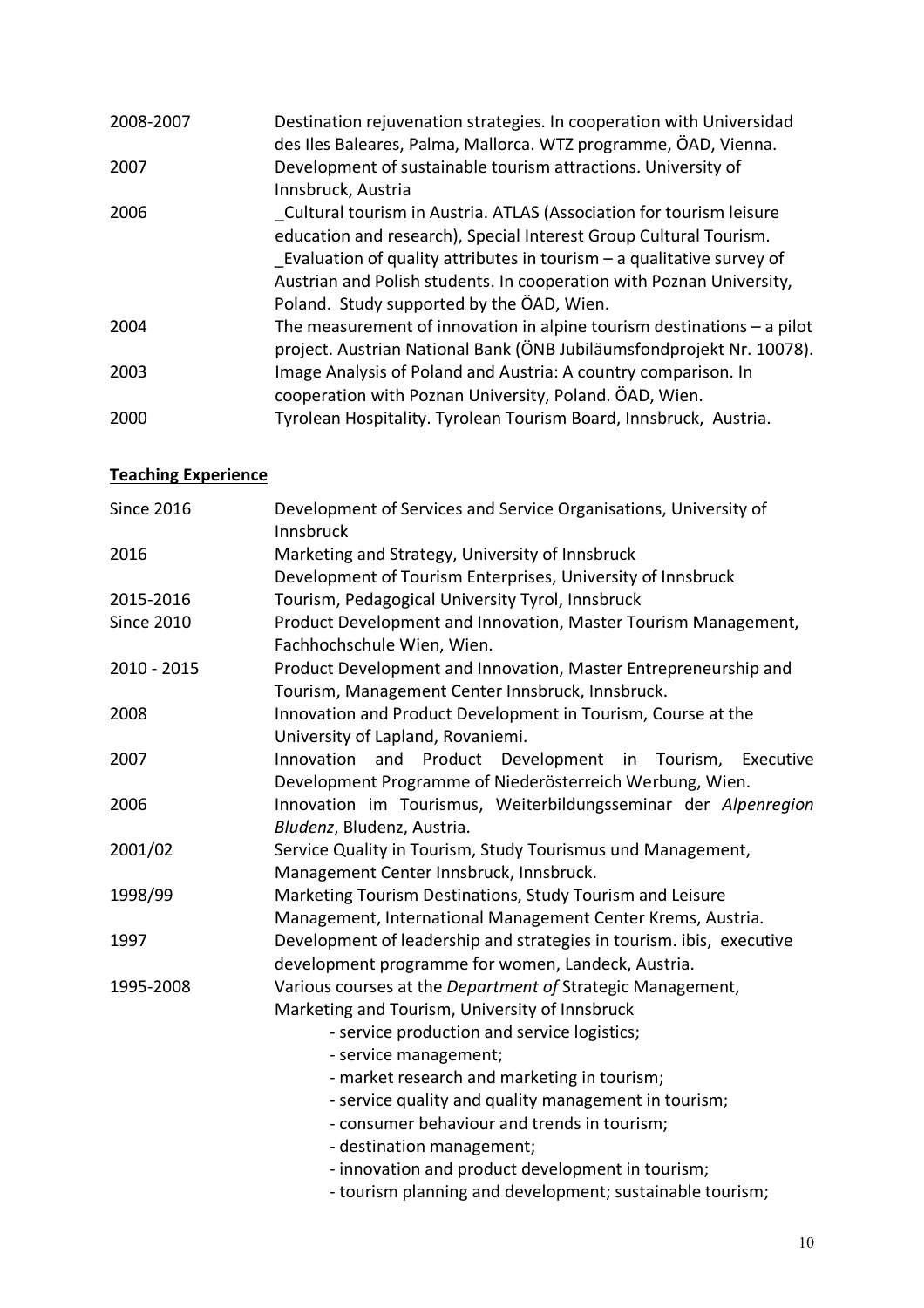| | |
|---|---|
| 2008-2007 | Destination rejuvenation strategies. In cooperation with Universidad des Iles Baleares, Palma, Mallorca. WTZ programme, ÖAD, Vienna. |
| 2007 | Development of sustainable tourism attractions. University of Innsbruck, Austria |
| 2006 | _Cultural tourism in Austria. ATLAS (Association for tourism leisure education and research), Special Interest Group Cultural Tourism.<br>_Evaluation of quality attributes in tourism – a qualitative survey of Austrian and Polish students. In cooperation with Poznan University, Poland. Study supported by the ÖAD, Wien. |
| 2004 | The measurement of innovation in alpine tourism destinations – a pilot project. Austrian National Bank (ÖNB Jubiläumsfondprojekt Nr. 10078). |
| 2003 | Image Analysis of Poland and Austria: A country comparison. In cooperation with Poznan University, Poland. ÖAD, Wien. |
| 2000 | Tyrolean Hospitality. Tyrolean Tourism Board, Innsbruck, Austria. |

## Teaching Experience

| | |
|---|---|
| Since 2016 | Development of Services and Service Organisations, University of Innsbruck |
| 2016 | Marketing and Strategy, University of Innsbruck<br>Development of Tourism Enterprises, University of Innsbruck |
| 2015-2016 | Tourism, Pedagogical University Tyrol, Innsbruck |
| Since 2010 | Product Development and Innovation, Master Tourism Management, Fachhochschule Wien, Wien. |
| 2010 - 2015 | Product Development and Innovation, Master Entrepreneurship and Tourism, Management Center Innsbruck, Innsbruck. |
| 2008 | Innovation and Product Development in Tourism, Course at the University of Lapland, Rovaniemi. |
| 2007 | Innovation and Product Development in Tourism, Executive Development Programme of Niederösterreich Werbung, Wien. |
| 2006 | Innovation im Tourismus, Weiterbildungsseminar der *Alpenregion Bludenz*, Bludenz, Austria. |
| 2001/02 | Service Quality in Tourism, Study Tourismus und Management, Management Center Innsbruck, Innsbruck. |
| 1998/99 | Marketing Tourism Destinations, Study Tourism and Leisure Management, International Management Center Krems, Austria. |
| 1997 | Development of leadership and strategies in tourism. ibis, executive development programme for women, Landeck, Austria. |
| 1995-2008 | Various courses at the *Department of* Strategic Management, Marketing and Tourism, University of Innsbruck<br>- service production and service logistics;<br>- service management;<br>- market research and marketing in tourism;<br>- service quality and quality management in tourism;<br>- consumer behaviour and trends in tourism;<br>- destination management;<br>- innovation and product development in tourism;<br>- tourism planning and development; sustainable tourism; |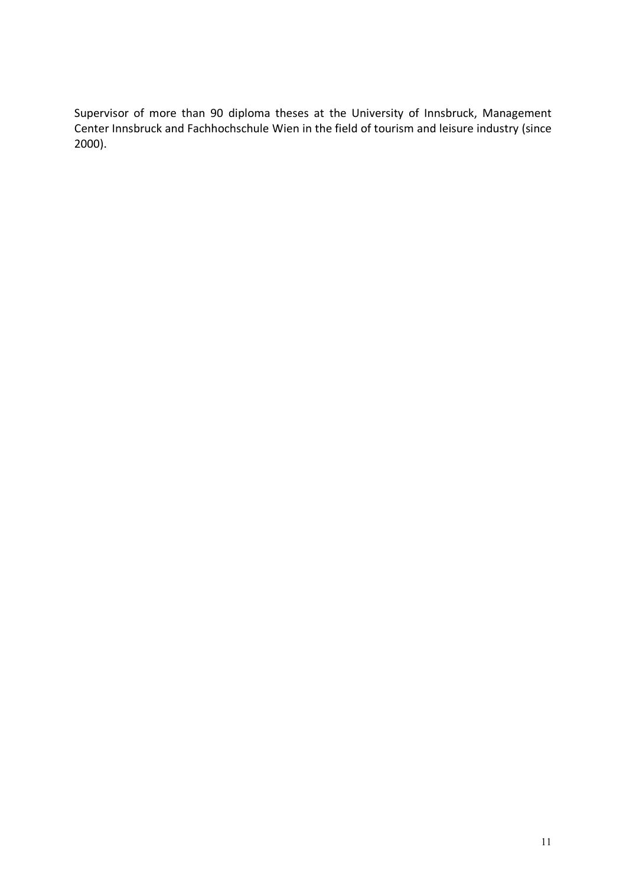Supervisor of more than 90 diploma theses at the University of Innsbruck, Management Center Innsbruck and Fachhochschule Wien in the field of tourism and leisure industry (since 2000).